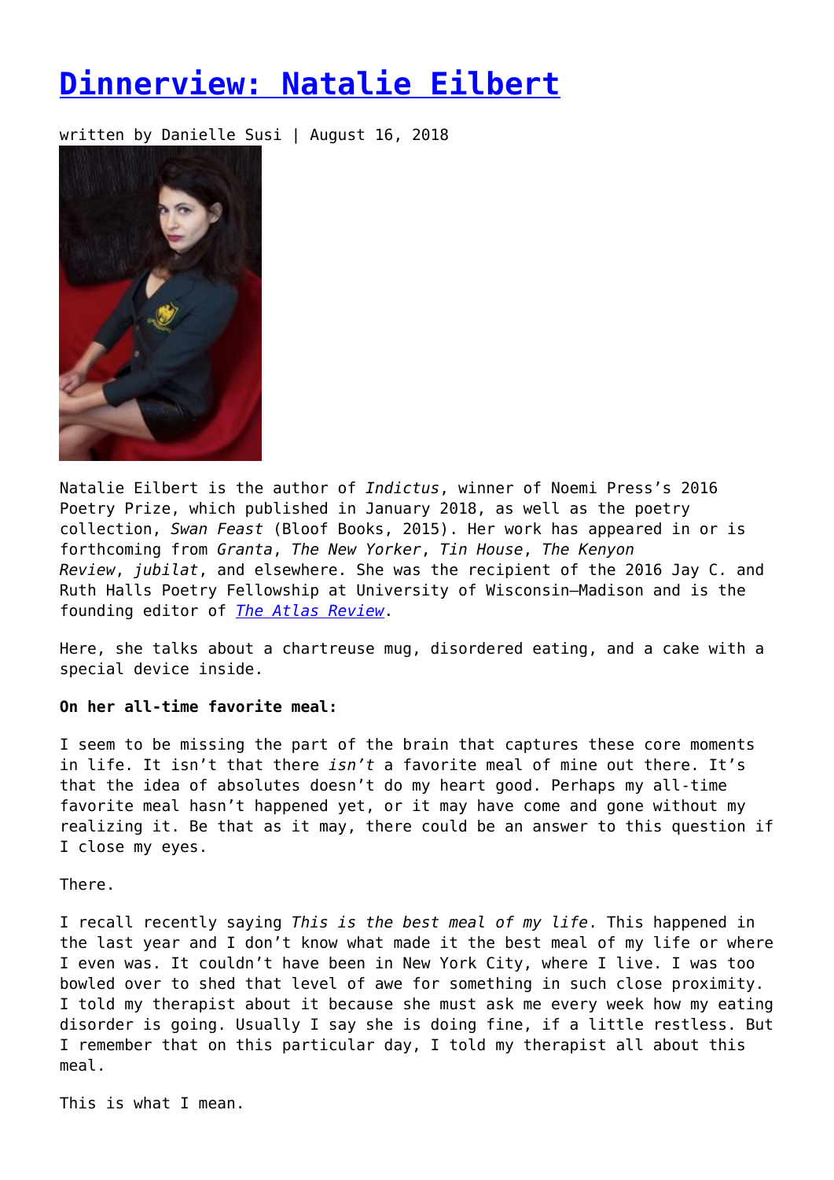# [Dinnerview: Natalie Eilbert]()

written by Danielle Susi | August 16, 2018

Natalie Eilbert is the author of *Indictus*, winner of Noemi Press's 2016 Poetry Prize, which published in January 2018, as well as the poetry collection, *Swan Feast* (Bloof Books, 2015). Her work has appeared in or is forthcoming from *Granta*, *The New Yorker*, *Tin House*, *The Kenyon Review*, *jubilat*, and elsewhere. She was the recipient of the 2016 Jay C. and Ruth Halls Poetry Fellowship at University of Wisconsin–Madison and is the founding editor of [*The Atlas Review*]().

Here, she talks about a chartreuse mug, disordered eating, and a cake with a special device inside.

**On her all-time favorite meal:**

I seem to be missing the part of the brain that captures these core moments in life. It isn't that there *isn't* a favorite meal of mine out there. It's that the idea of absolutes doesn't do my heart good. Perhaps my all-time favorite meal hasn't happened yet, or it may have come and gone without my realizing it. Be that as it may, there could be an answer to this question if I close my eyes.

There.

I recall recently saying *This is the best meal of my life*. This happened in the last year and I don't know what made it the best meal of my life or where I even was. It couldn't have been in New York City, where I live. I was too bowled over to shed that level of awe for something in such close proximity. I told my therapist about it because she must ask me every week how my eating disorder is going. Usually I say she is doing fine, if a little restless. But I remember that on this particular day, I told my therapist all about this meal.

This is what I mean.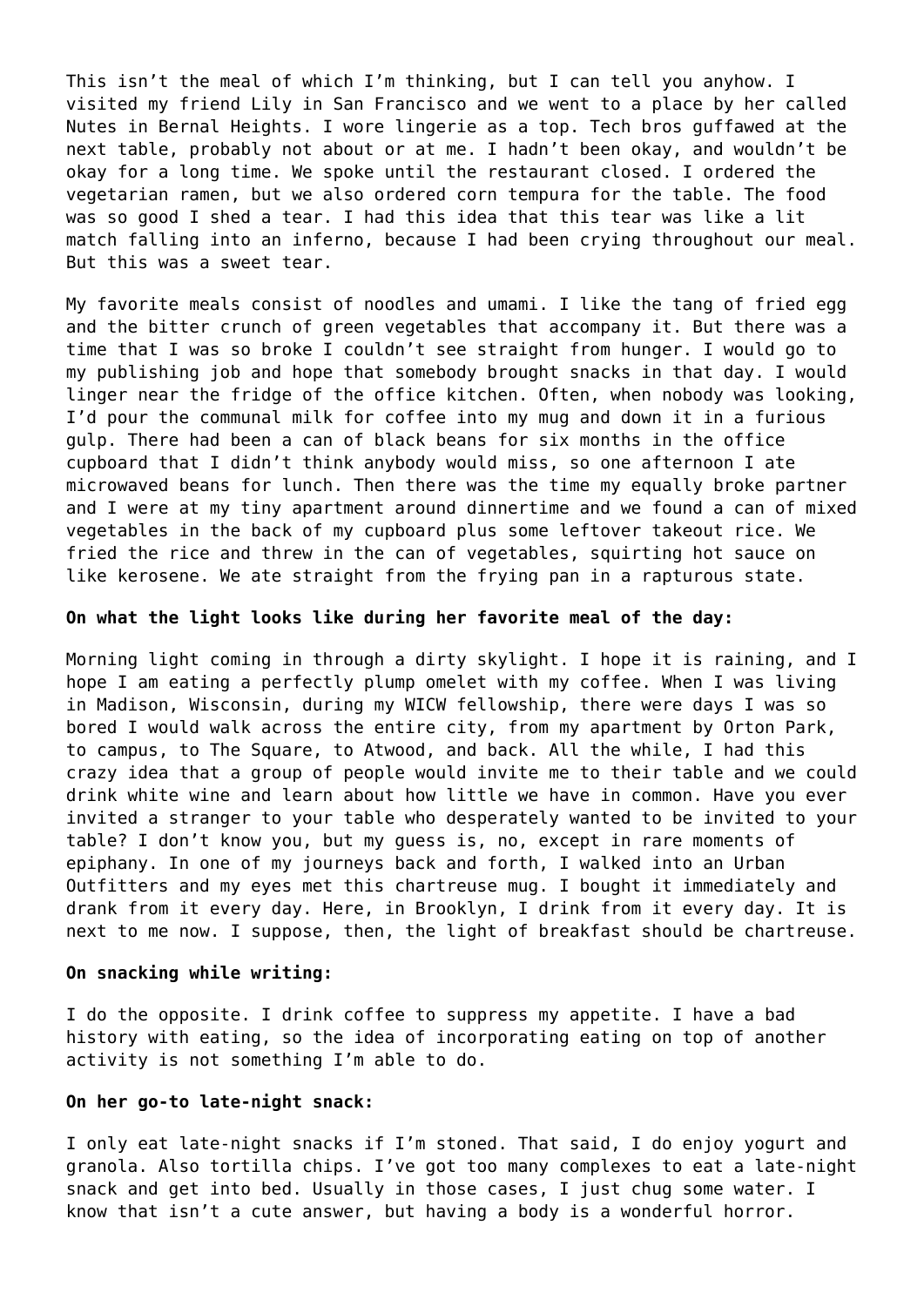This isn't the meal of which I'm thinking, but I can tell you anyhow. I visited my friend Lily in San Francisco and we went to a place by her called Nutes in Bernal Heights. I wore lingerie as a top. Tech bros guffawed at the next table, probably not about or at me. I hadn't been okay, and wouldn't be okay for a long time. We spoke until the restaurant closed. I ordered the vegetarian ramen, but we also ordered corn tempura for the table. The food was so good I shed a tear. I had this idea that this tear was like a lit match falling into an inferno, because I had been crying throughout our meal. But this was a sweet tear.

My favorite meals consist of noodles and umami. I like the tang of fried egg and the bitter crunch of green vegetables that accompany it. But there was a time that I was so broke I couldn't see straight from hunger. I would go to my publishing job and hope that somebody brought snacks in that day. I would linger near the fridge of the office kitchen. Often, when nobody was looking, I'd pour the communal milk for coffee into my mug and down it in a furious gulp. There had been a can of black beans for six months in the office cupboard that I didn't think anybody would miss, so one afternoon I ate microwaved beans for lunch. Then there was the time my equally broke partner and I were at my tiny apartment around dinnertime and we found a can of mixed vegetables in the back of my cupboard plus some leftover takeout rice. We fried the rice and threw in the can of vegetables, squirting hot sauce on like kerosene. We ate straight from the frying pan in a rapturous state.

**On what the light looks like during her favorite meal of the day:**

Morning light coming in through a dirty skylight. I hope it is raining, and I hope I am eating a perfectly plump omelet with my coffee. When I was living in Madison, Wisconsin, during my WICW fellowship, there were days I was so bored I would walk across the entire city, from my apartment by Orton Park, to campus, to The Square, to Atwood, and back. All the while, I had this crazy idea that a group of people would invite me to their table and we could drink white wine and learn about how little we have in common. Have you ever invited a stranger to your table who desperately wanted to be invited to your table? I don't know you, but my guess is, no, except in rare moments of epiphany. In one of my journeys back and forth, I walked into an Urban Outfitters and my eyes met this chartreuse mug. I bought it immediately and drank from it every day. Here, in Brooklyn, I drink from it every day. It is next to me now. I suppose, then, the light of breakfast should be chartreuse.

**On snacking while writing:**

I do the opposite. I drink coffee to suppress my appetite. I have a bad history with eating, so the idea of incorporating eating on top of another activity is not something I'm able to do.

**On her go-to late-night snack:**

I only eat late-night snacks if I'm stoned. That said, I do enjoy yogurt and granola. Also tortilla chips. I've got too many complexes to eat a late-night snack and get into bed. Usually in those cases, I just chug some water. I know that isn't a cute answer, but having a body is a wonderful horror.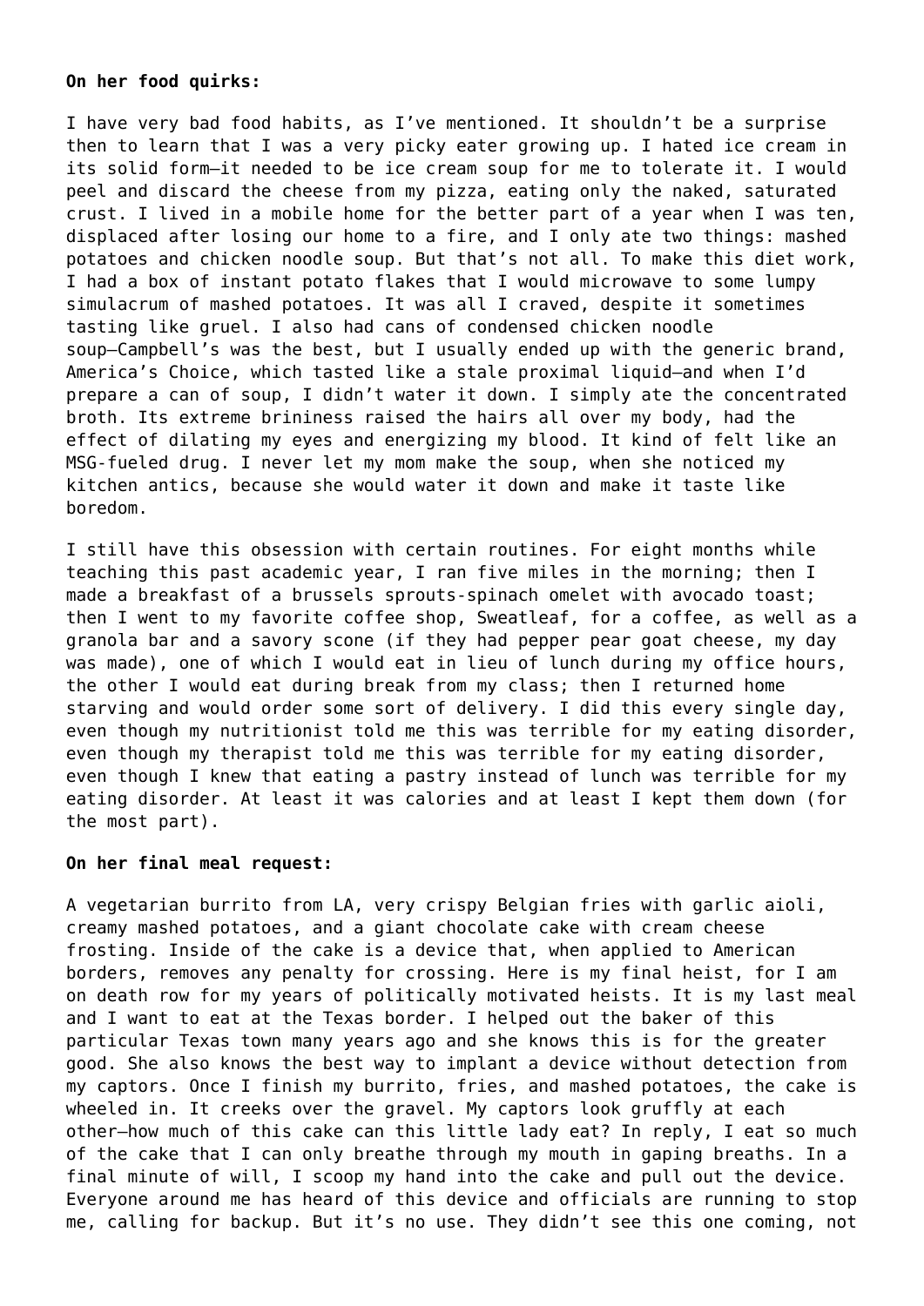**On her food quirks:**

I have very bad food habits, as I've mentioned. It shouldn't be a surprise then to learn that I was a very picky eater growing up. I hated ice cream in its solid form—it needed to be ice cream soup for me to tolerate it. I would peel and discard the cheese from my pizza, eating only the naked, saturated crust. I lived in a mobile home for the better part of a year when I was ten, displaced after losing our home to a fire, and I only ate two things: mashed potatoes and chicken noodle soup. But that's not all. To make this diet work, I had a box of instant potato flakes that I would microwave to some lumpy simulacrum of mashed potatoes. It was all I craved, despite it sometimes tasting like gruel. I also had cans of condensed chicken noodle soup—Campbell's was the best, but I usually ended up with the generic brand, America's Choice, which tasted like a stale proximal liquid—and when I'd prepare a can of soup, I didn't water it down. I simply ate the concentrated broth. Its extreme brininess raised the hairs all over my body, had the effect of dilating my eyes and energizing my blood. It kind of felt like an MSG-fueled drug. I never let my mom make the soup, when she noticed my kitchen antics, because she would water it down and make it taste like boredom.

I still have this obsession with certain routines. For eight months while teaching this past academic year, I ran five miles in the morning; then I made a breakfast of a brussels sprouts-spinach omelet with avocado toast; then I went to my favorite coffee shop, Sweatleaf, for a coffee, as well as a granola bar and a savory scone (if they had pepper pear goat cheese, my day was made), one of which I would eat in lieu of lunch during my office hours, the other I would eat during break from my class; then I returned home starving and would order some sort of delivery. I did this every single day, even though my nutritionist told me this was terrible for my eating disorder, even though my therapist told me this was terrible for my eating disorder, even though I knew that eating a pastry instead of lunch was terrible for my eating disorder. At least it was calories and at least I kept them down (for the most part).

**On her final meal request:**

A vegetarian burrito from LA, very crispy Belgian fries with garlic aioli, creamy mashed potatoes, and a giant chocolate cake with cream cheese frosting. Inside of the cake is a device that, when applied to American borders, removes any penalty for crossing. Here is my final heist, for I am on death row for my years of politically motivated heists. It is my last meal and I want to eat at the Texas border. I helped out the baker of this particular Texas town many years ago and she knows this is for the greater good. She also knows the best way to implant a device without detection from my captors. Once I finish my burrito, fries, and mashed potatoes, the cake is wheeled in. It creeks over the gravel. My captors look gruffly at each other—how much of this cake can this little lady eat? In reply, I eat so much of the cake that I can only breathe through my mouth in gaping breaths. In a final minute of will, I scoop my hand into the cake and pull out the device. Everyone around me has heard of this device and officials are running to stop me, calling for backup. But it's no use. They didn't see this one coming, not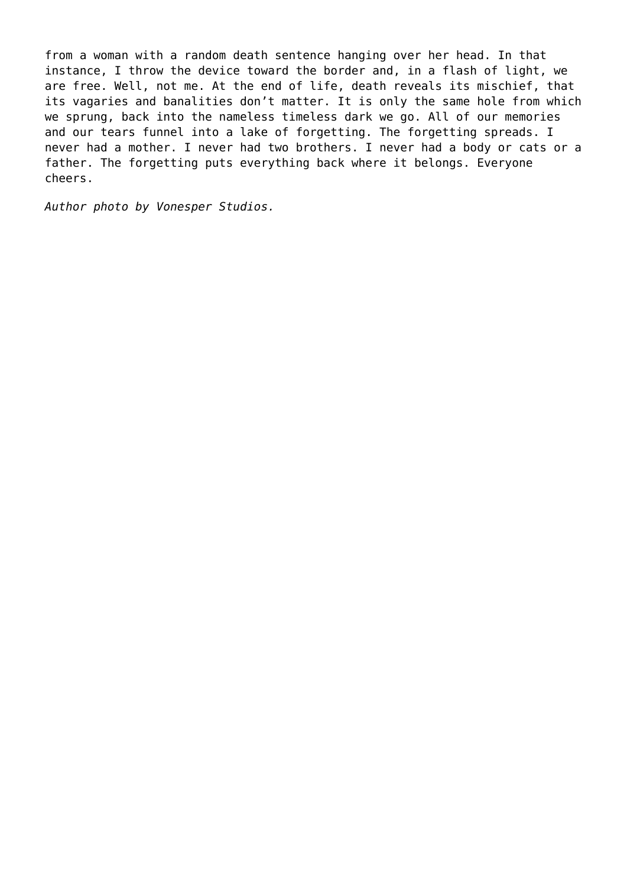from a woman with a random death sentence hanging over her head. In that instance, I throw the device toward the border and, in a flash of light, we are free. Well, not me. At the end of life, death reveals its mischief, that its vagaries and banalities don't matter. It is only the same hole from which we sprung, back into the nameless timeless dark we go. All of our memories and our tears funnel into a lake of forgetting. The forgetting spreads. I never had a mother. I never had two brothers. I never had a body or cats or a father. The forgetting puts everything back where it belongs. Everyone cheers.

*Author photo by Vonesper Studios.*